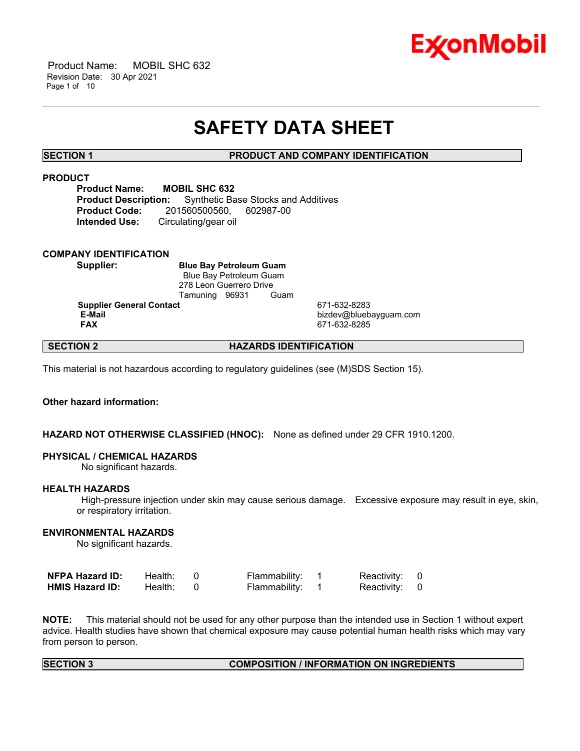# SAFETY DATA SHEET

## SECTION 1 PRODUCT AND COMPANY IDENTIFICATION

### PRODUCT

**Product Name:** **MOBIL SHC 632**
**Product Description:** Synthetic Base Stocks and Additives
**Product Code:** 201560500560, 602987-00
**Intended Use:** Circulating/gear oil

### COMPANY IDENTIFICATION

**Supplier:** **Blue Bay Petroleum Guam**
Blue Bay Petroleum Guam
278 Leon Guerrero Drive
Tamuning 96931 Guam

| | |
|---|---|
| **Supplier General Contact** | 671-632-8283 |
| **E-Mail** | bizdev@bluebayguam.com |
| **FAX** | 671-632-8285 |

## SECTION 2 HAZARDS IDENTIFICATION

This material is not hazardous according to regulatory guidelines (see (M)SDS Section 15).

**Other hazard information:**

**HAZARD NOT OTHERWISE CLASSIFIED (HNOC):** None as defined under 29 CFR 1910.1200.

**PHYSICAL / CHEMICAL HAZARDS**

No significant hazards.

**HEALTH HAZARDS**

High-pressure injection under skin may cause serious damage. Excessive exposure may result in eye, skin, or respiratory irritation.

**ENVIRONMENTAL HAZARDS**

No significant hazards.

| | | | | | | |
|---|---|---|---|---|---|---|
| **NFPA Hazard ID:** | Health: | 0 | Flammability: | 1 | Reactivity: | 0 |
| **HMIS Hazard ID:** | Health: | 0 | Flammability: | 1 | Reactivity: | 0 |

**NOTE:** This material should not be used for any other purpose than the intended use in Section 1 without expert advice. Health studies have shown that chemical exposure may cause potential human health risks which may vary from person to person.

## SECTION 3 COMPOSITION / INFORMATION ON INGREDIENTS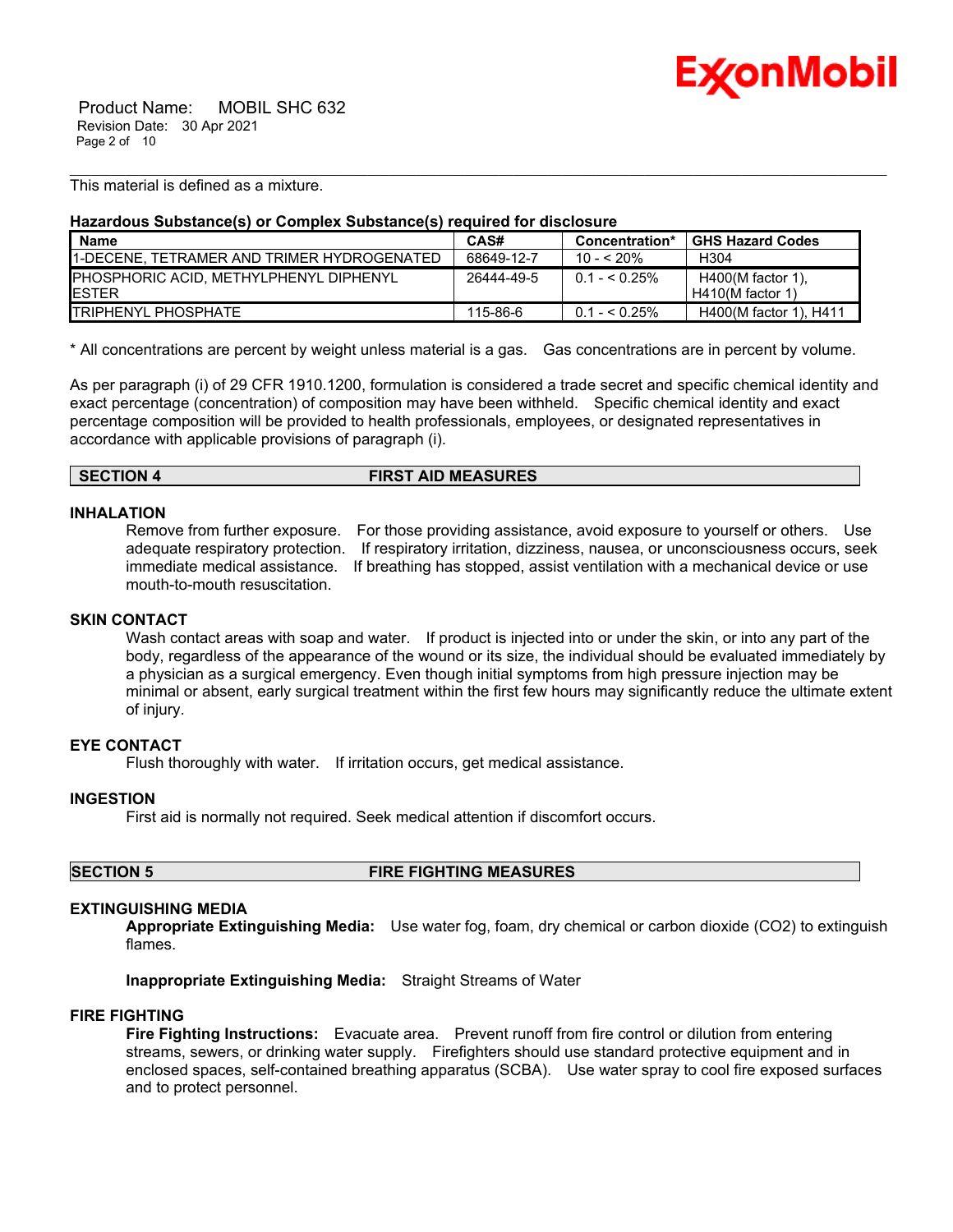This material is defined as a mixture.

**Hazardous Substance(s) or Complex Substance(s) required for disclosure**

| Name | CAS# | Concentration* | GHS Hazard Codes |
| --- | --- | --- | --- |
| 1-DECENE, TETRAMER AND TRIMER HYDROGENATED | 68649-12-7 | 10 - < 20% | H304 |
| PHOSPHORIC ACID, METHYLPHENYL DIPHENYL ESTER | 26444-49-5 | 0.1 - < 0.25% | H400(M factor 1), H410(M factor 1) |
| TRIPHENYL PHOSPHATE | 115-86-6 | 0.1 - < 0.25% | H400(M factor 1), H411 |

\* All concentrations are percent by weight unless material is a gas. Gas concentrations are in percent by volume.

As per paragraph (i) of 29 CFR 1910.1200, formulation is considered a trade secret and specific chemical identity and exact percentage (concentration) of composition may have been withheld. Specific chemical identity and exact percentage composition will be provided to health professionals, employees, or designated representatives in accordance with applicable provisions of paragraph (i).

## SECTION 4 FIRST AID MEASURES

### INHALATION

Remove from further exposure. For those providing assistance, avoid exposure to yourself or others. Use adequate respiratory protection. If respiratory irritation, dizziness, nausea, or unconsciousness occurs, seek immediate medical assistance. If breathing has stopped, assist ventilation with a mechanical device or use mouth-to-mouth resuscitation.

### SKIN CONTACT

Wash contact areas with soap and water. If product is injected into or under the skin, or into any part of the body, regardless of the appearance of the wound or its size, the individual should be evaluated immediately by a physician as a surgical emergency. Even though initial symptoms from high pressure injection may be minimal or absent, early surgical treatment within the first few hours may significantly reduce the ultimate extent of injury.

### EYE CONTACT

Flush thoroughly with water. If irritation occurs, get medical assistance.

### INGESTION

First aid is normally not required. Seek medical attention if discomfort occurs.

## SECTION 5 FIRE FIGHTING MEASURES

### EXTINGUISHING MEDIA

**Appropriate Extinguishing Media:** Use water fog, foam, dry chemical or carbon dioxide ($CO_2$) to extinguish flames.

**Inappropriate Extinguishing Media:** Straight Streams of Water

### FIRE FIGHTING

**Fire Fighting Instructions:** Evacuate area. Prevent runoff from fire control or dilution from entering streams, sewers, or drinking water supply. Firefighters should use standard protective equipment and in enclosed spaces, self-contained breathing apparatus (SCBA). Use water spray to cool fire exposed surfaces and to protect personnel.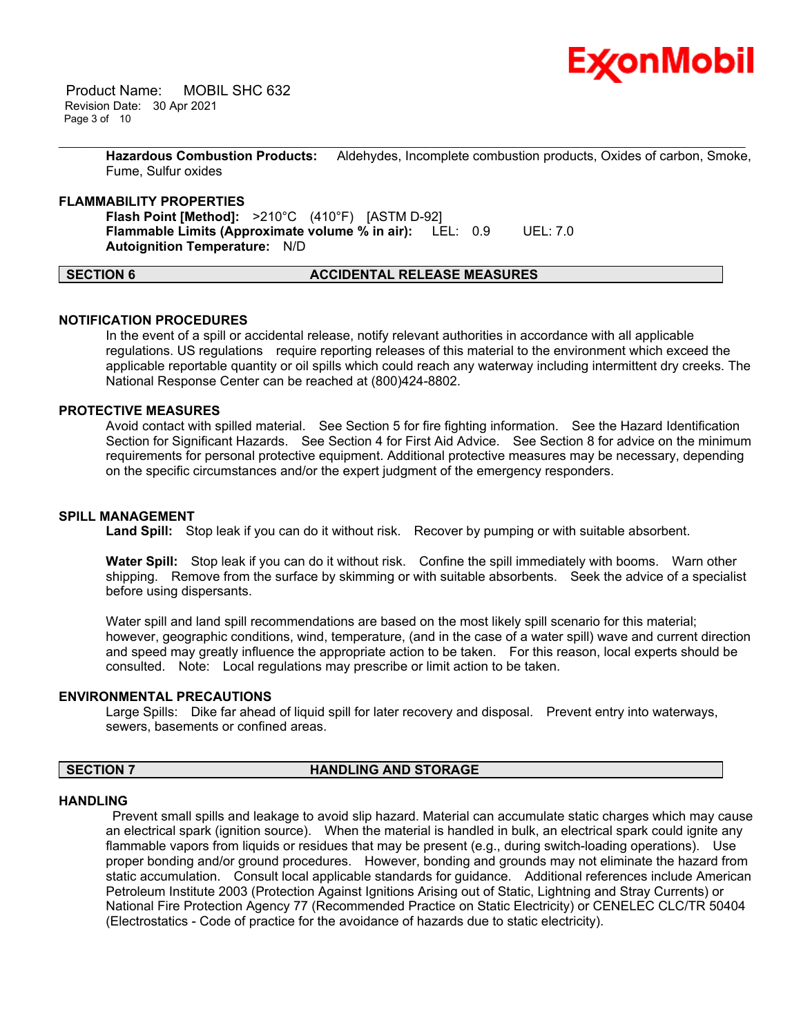**Hazardous Combustion Products:** Aldehydes, Incomplete combustion products, Oxides of carbon, Smoke, Fume, Sulfur oxides

### FLAMMABILITY PROPERTIES

**Flash Point [Method]:** >210°C (410°F) [ASTM D-92]
**Flammable Limits (Approximate volume % in air):** LEL: 0.9 UEL: 7.0
**Autoignition Temperature:** N/D

## SECTION 6 ACCIDENTAL RELEASE MEASURES

### NOTIFICATION PROCEDURES

In the event of a spill or accidental release, notify relevant authorities in accordance with all applicable regulations. US regulations require reporting releases of this material to the environment which exceed the applicable reportable quantity or oil spills which could reach any waterway including intermittent dry creeks. The National Response Center can be reached at (800)424-8802.

### PROTECTIVE MEASURES

Avoid contact with spilled material. See Section 5 for fire fighting information. See the Hazard Identification Section for Significant Hazards. See Section 4 for First Aid Advice. See Section 8 for advice on the minimum requirements for personal protective equipment. Additional protective measures may be necessary, depending on the specific circumstances and/or the expert judgment of the emergency responders.

### SPILL MANAGEMENT

**Land Spill:** Stop leak if you can do it without risk. Recover by pumping or with suitable absorbent.

**Water Spill:** Stop leak if you can do it without risk. Confine the spill immediately with booms. Warn other shipping. Remove from the surface by skimming or with suitable absorbents. Seek the advice of a specialist before using dispersants.

Water spill and land spill recommendations are based on the most likely spill scenario for this material; however, geographic conditions, wind, temperature, (and in the case of a water spill) wave and current direction and speed may greatly influence the appropriate action to be taken. For this reason, local experts should be consulted. Note: Local regulations may prescribe or limit action to be taken.

### ENVIRONMENTAL PRECAUTIONS

Large Spills: Dike far ahead of liquid spill for later recovery and disposal. Prevent entry into waterways, sewers, basements or confined areas.

## SECTION 7 HANDLING AND STORAGE

### HANDLING

Prevent small spills and leakage to avoid slip hazard. Material can accumulate static charges which may cause an electrical spark (ignition source). When the material is handled in bulk, an electrical spark could ignite any flammable vapors from liquids or residues that may be present (e.g., during switch-loading operations). Use proper bonding and/or ground procedures. However, bonding and grounds may not eliminate the hazard from static accumulation. Consult local applicable standards for guidance. Additional references include American Petroleum Institute 2003 (Protection Against Ignitions Arising out of Static, Lightning and Stray Currents) or National Fire Protection Agency 77 (Recommended Practice on Static Electricity) or CENELEC CLC/TR 50404 (Electrostatics - Code of practice for the avoidance of hazards due to static electricity).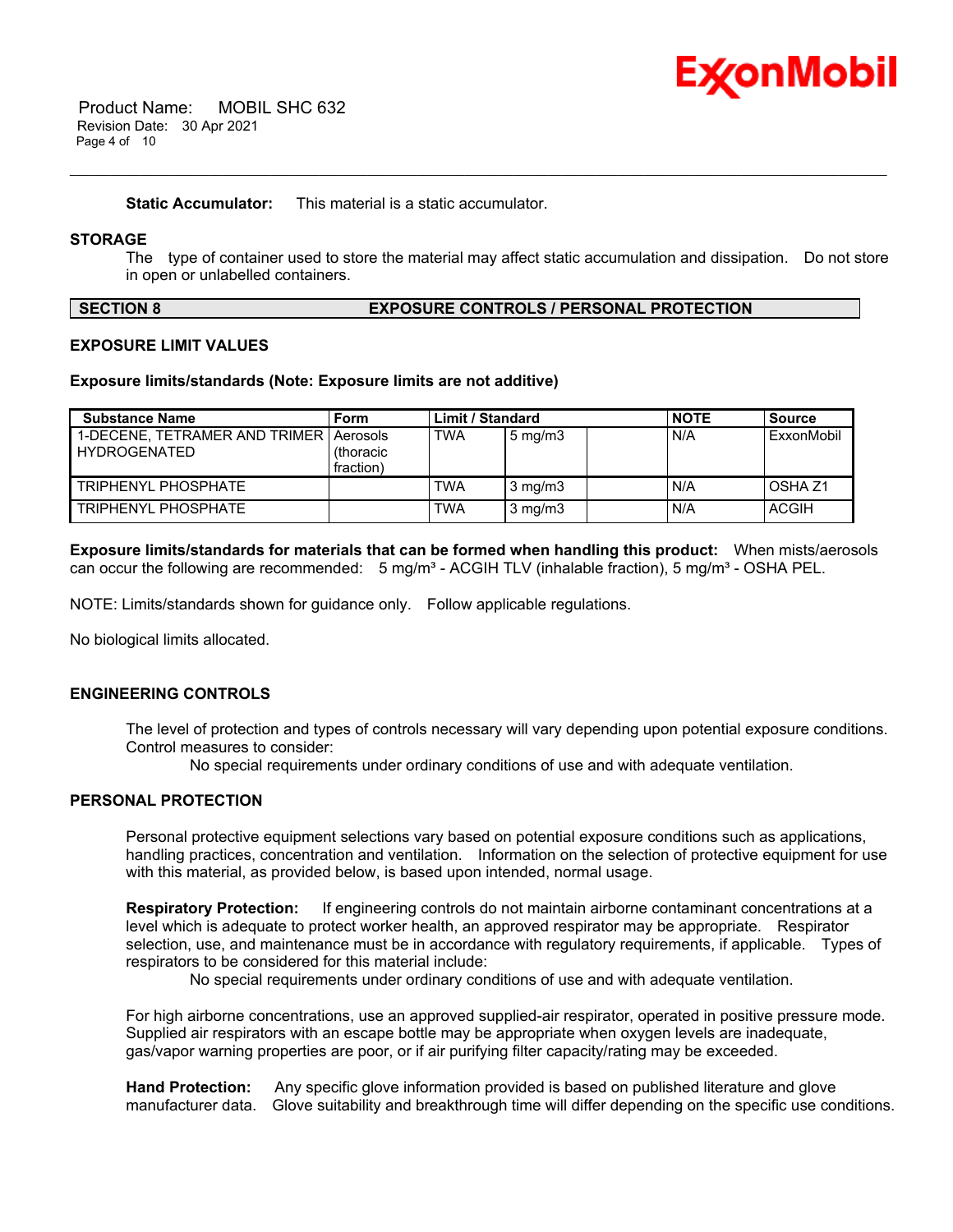**Static Accumulator:** This material is a static accumulator.

## STORAGE

The type of container used to store the material may affect static accumulation and dissipation. Do not store in open or unlabelled containers.

## SECTION 8 EXPOSURE CONTROLS / PERSONAL PROTECTION

### EXPOSURE LIMIT VALUES

**Exposure limits/standards (Note: Exposure limits are not additive)**

| Substance Name | Form | Limit / Standard | | | NOTE | Source |
|---|---|---|---|---|---|---|
| 1-DECENE, TETRAMER AND TRIMER HYDROGENATED | Aerosols (thoracic fraction) | TWA | 5 mg/m3 | | N/A | ExxonMobil |
| TRIPHENYL PHOSPHATE | | TWA | 3 mg/m3 | | N/A | OSHA Z1 |
| TRIPHENYL PHOSPHATE | | TWA | 3 mg/m3 | | N/A | ACGIH |

**Exposure limits/standards for materials that can be formed when handling this product:** When mists/aerosols can occur the following are recommended: 5 mg/m³ - ACGIH TLV (inhalable fraction), 5 mg/m³ - OSHA PEL.

NOTE: Limits/standards shown for guidance only. Follow applicable regulations.

No biological limits allocated.

### ENGINEERING CONTROLS

The level of protection and types of controls necessary will vary depending upon potential exposure conditions. Control measures to consider:

No special requirements under ordinary conditions of use and with adequate ventilation.

### PERSONAL PROTECTION

Personal protective equipment selections vary based on potential exposure conditions such as applications, handling practices, concentration and ventilation. Information on the selection of protective equipment for use with this material, as provided below, is based upon intended, normal usage.

**Respiratory Protection:** If engineering controls do not maintain airborne contaminant concentrations at a level which is adequate to protect worker health, an approved respirator may be appropriate. Respirator selection, use, and maintenance must be in accordance with regulatory requirements, if applicable. Types of respirators to be considered for this material include:

No special requirements under ordinary conditions of use and with adequate ventilation.

For high airborne concentrations, use an approved supplied-air respirator, operated in positive pressure mode. Supplied air respirators with an escape bottle may be appropriate when oxygen levels are inadequate, gas/vapor warning properties are poor, or if air purifying filter capacity/rating may be exceeded.

**Hand Protection:** Any specific glove information provided is based on published literature and glove manufacturer data. Glove suitability and breakthrough time will differ depending on the specific use conditions.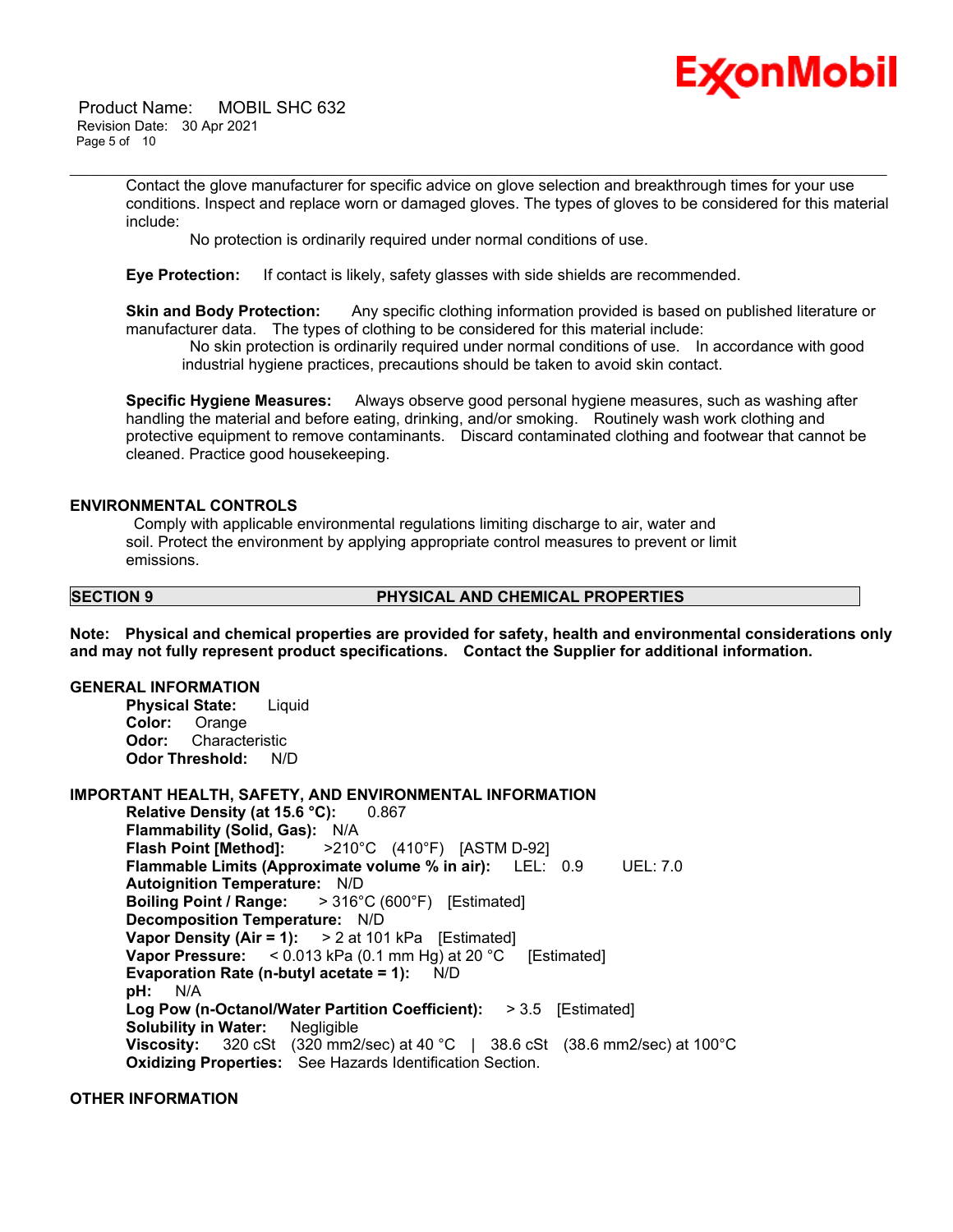Contact the glove manufacturer for specific advice on glove selection and breakthrough times for your use conditions. Inspect and replace worn or damaged gloves. The types of gloves to be considered for this material include:

No protection is ordinarily required under normal conditions of use.

**Eye Protection:** If contact is likely, safety glasses with side shields are recommended.

**Skin and Body Protection:** Any specific clothing information provided is based on published literature or manufacturer data. The types of clothing to be considered for this material include:

No skin protection is ordinarily required under normal conditions of use. In accordance with good industrial hygiene practices, precautions should be taken to avoid skin contact.

**Specific Hygiene Measures:** Always observe good personal hygiene measures, such as washing after handling the material and before eating, drinking, and/or smoking. Routinely wash work clothing and protective equipment to remove contaminants. Discard contaminated clothing and footwear that cannot be cleaned. Practice good housekeeping.

### ENVIRONMENTAL CONTROLS

Comply with applicable environmental regulations limiting discharge to air, water and soil. Protect the environment by applying appropriate control measures to prevent or limit emissions.

## SECTION 9 PHYSICAL AND CHEMICAL PROPERTIES

**Note: Physical and chemical properties are provided for safety, health and environmental considerations only and may not fully represent product specifications. Contact the Supplier for additional information.**

### GENERAL INFORMATION

**Physical State:** Liquid
**Color:** Orange
**Odor:** Characteristic
**Odor Threshold:** N/D

### IMPORTANT HEALTH, SAFETY, AND ENVIRONMENTAL INFORMATION

**Relative Density (at 15.6 °C):** 0.867
**Flammability (Solid, Gas):** N/A
**Flash Point [Method]:** >210°C (410°F) [ASTM D-92]
**Flammable Limits (Approximate volume % in air):** LEL: 0.9 UEL: 7.0
**Autoignition Temperature:** N/D
**Boiling Point / Range:** > 316°C (600°F) [Estimated]
**Decomposition Temperature:** N/D
**Vapor Density (Air = 1):** > 2 at 101 kPa [Estimated]
**Vapor Pressure:** < 0.013 kPa (0.1 mm Hg) at 20 °C [Estimated]
**Evaporation Rate (n-butyl acetate = 1):** N/D
**pH:** N/A
**Log Pow (n-Octanol/Water Partition Coefficient):** > 3.5 [Estimated]
**Solubility in Water:** Negligible
**Viscosity:** 320 cSt (320 mm2/sec) at 40 °C | 38.6 cSt (38.6 mm2/sec) at 100°C
**Oxidizing Properties:** See Hazards Identification Section.

### OTHER INFORMATION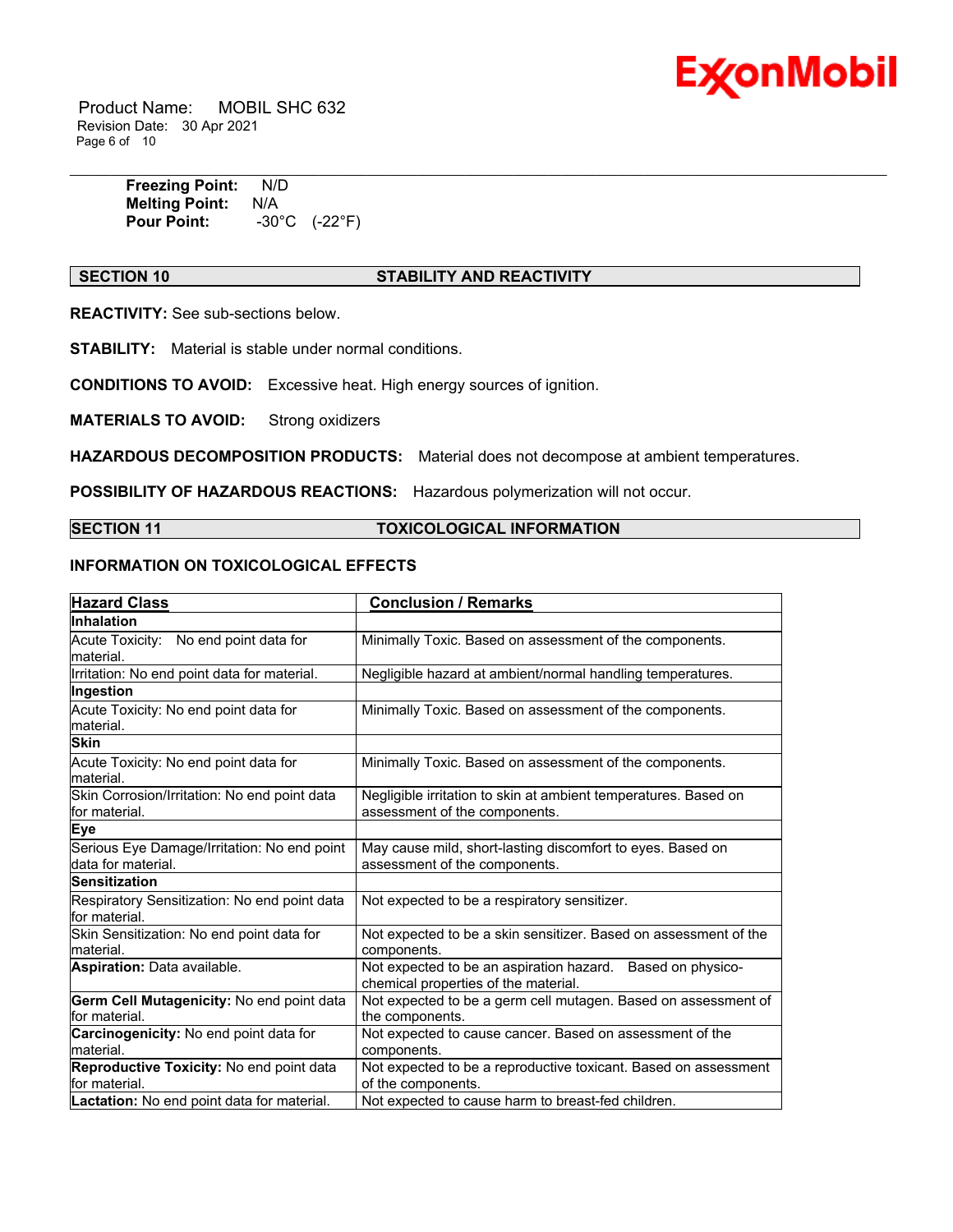**Freezing Point:** N/D
**Melting Point:** N/A
**Pour Point:** -30°C (-22°F)

## SECTION 10 STABILITY AND REACTIVITY

**REACTIVITY:** See sub-sections below.

**STABILITY:** Material is stable under normal conditions.

**CONDITIONS TO AVOID:** Excessive heat. High energy sources of ignition.

**MATERIALS TO AVOID:** Strong oxidizers

**HAZARDOUS DECOMPOSITION PRODUCTS:** Material does not decompose at ambient temperatures.

**POSSIBILITY OF HAZARDOUS REACTIONS:** Hazardous polymerization will not occur.

## SECTION 11 TOXICOLOGICAL INFORMATION

### INFORMATION ON TOXICOLOGICAL EFFECTS

| Hazard Class | Conclusion / Remarks |
|---|---|
| **Inhalation** | |
| Acute Toxicity: No end point data for material. | Minimally Toxic. Based on assessment of the components. |
| Irritation: No end point data for material. | Negligible hazard at ambient/normal handling temperatures. |
| **Ingestion** | |
| Acute Toxicity: No end point data for material. | Minimally Toxic. Based on assessment of the components. |
| **Skin** | |
| Acute Toxicity: No end point data for material. | Minimally Toxic. Based on assessment of the components. |
| Skin Corrosion/Irritation: No end point data for material. | Negligible irritation to skin at ambient temperatures. Based on assessment of the components. |
| **Eye** | |
| Serious Eye Damage/Irritation: No end point data for material. | May cause mild, short-lasting discomfort to eyes. Based on assessment of the components. |
| **Sensitization** | |
| Respiratory Sensitization: No end point data for material. | Not expected to be a respiratory sensitizer. |
| Skin Sensitization: No end point data for material. | Not expected to be a skin sensitizer. Based on assessment of the components. |
| **Aspiration:** Data available. | Not expected to be an aspiration hazard. Based on physico-chemical properties of the material. |
| **Germ Cell Mutagenicity:** No end point data for material. | Not expected to be a germ cell mutagen. Based on assessment of the components. |
| **Carcinogenicity:** No end point data for material. | Not expected to cause cancer. Based on assessment of the components. |
| **Reproductive Toxicity:** No end point data for material. | Not expected to be a reproductive toxicant. Based on assessment of the components. |
| **Lactation:** No end point data for material. | Not expected to cause harm to breast-fed children. |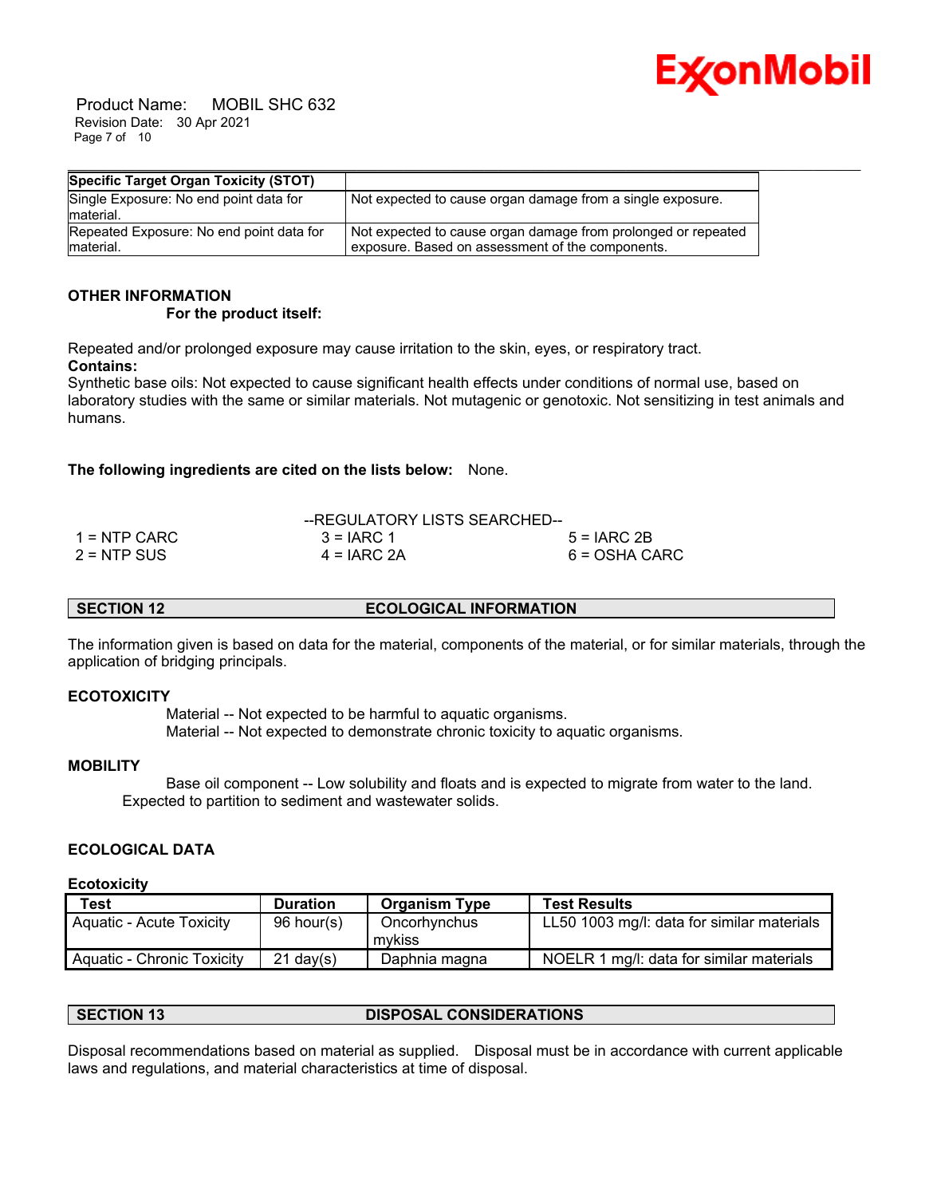| Specific Target Organ Toxicity (STOT) | |
|---|---|
| Single Exposure: No end point data for material. | Not expected to cause organ damage from a single exposure. |
| Repeated Exposure: No end point data for material. | Not expected to cause organ damage from prolonged or repeated exposure. Based on assessment of the components. |

**OTHER INFORMATION**

**For the product itself:**

Repeated and/or prolonged exposure may cause irritation to the skin, eyes, or respiratory tract.

**Contains:**

Synthetic base oils: Not expected to cause significant health effects under conditions of normal use, based on laboratory studies with the same or similar materials. Not mutagenic or genotoxic. Not sensitizing in test animals and humans.

**The following ingredients are cited on the lists below:** None.

--REGULATORY LISTS SEARCHED--

| | | |
|---|---|---|
| 1 = NTP CARC | 3 = IARC 1 | 5 = IARC 2B |
| 2 = NTP SUS | 4 = IARC 2A | 6 = OSHA CARC |

## SECTION 12 ECOLOGICAL INFORMATION

The information given is based on data for the material, components of the material, or for similar materials, through the application of bridging principals.

**ECOTOXICITY**

Material -- Not expected to be harmful to aquatic organisms.
Material -- Not expected to demonstrate chronic toxicity to aquatic organisms.

**MOBILITY**

Base oil component -- Low solubility and floats and is expected to migrate from water to the land. Expected to partition to sediment and wastewater solids.

**ECOLOGICAL DATA**

**Ecotoxicity**

| Test | Duration | Organism Type | Test Results |
|---|---|---|---|
| Aquatic - Acute Toxicity | 96 hour(s) | Oncorhynchus mykiss | LL50 1003 mg/l: data for similar materials |
| Aquatic - Chronic Toxicity | 21 day(s) | Daphnia magna | NOELR 1 mg/l: data for similar materials |

## SECTION 13 DISPOSAL CONSIDERATIONS

Disposal recommendations based on material as supplied. Disposal must be in accordance with current applicable laws and regulations, and material characteristics at time of disposal.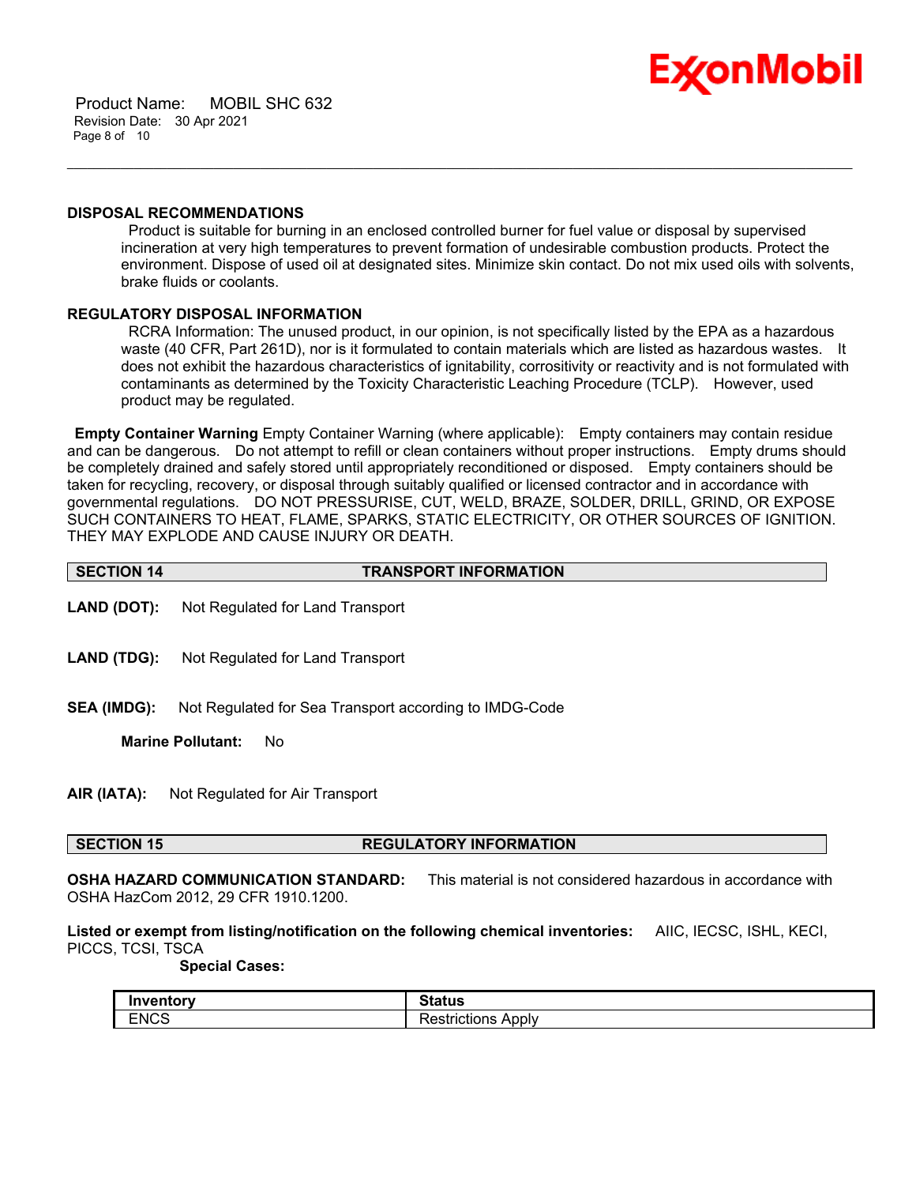### DISPOSAL RECOMMENDATIONS

Product is suitable for burning in an enclosed controlled burner for fuel value or disposal by supervised incineration at very high temperatures to prevent formation of undesirable combustion products. Protect the environment. Dispose of used oil at designated sites. Minimize skin contact. Do not mix used oils with solvents, brake fluids or coolants.

### REGULATORY DISPOSAL INFORMATION

RCRA Information: The unused product, in our opinion, is not specifically listed by the EPA as a hazardous waste (40 CFR, Part 261D), nor is it formulated to contain materials which are listed as hazardous wastes. It does not exhibit the hazardous characteristics of ignitability, corrositivity or reactivity and is not formulated with contaminants as determined by the Toxicity Characteristic Leaching Procedure (TCLP). However, used product may be regulated.

**Empty Container Warning** Empty Container Warning (where applicable): Empty containers may contain residue and can be dangerous. Do not attempt to refill or clean containers without proper instructions. Empty drums should be completely drained and safely stored until appropriately reconditioned or disposed. Empty containers should be taken for recycling, recovery, or disposal through suitably qualified or licensed contractor and in accordance with governmental regulations. DO NOT PRESSURISE, CUT, WELD, BRAZE, SOLDER, DRILL, GRIND, OR EXPOSE SUCH CONTAINERS TO HEAT, FLAME, SPARKS, STATIC ELECTRICITY, OR OTHER SOURCES OF IGNITION. THEY MAY EXPLODE AND CAUSE INJURY OR DEATH.

## SECTION 14 TRANSPORT INFORMATION

**LAND (DOT):** Not Regulated for Land Transport

**LAND (TDG):** Not Regulated for Land Transport

**SEA (IMDG):** Not Regulated for Sea Transport according to IMDG-Code

**Marine Pollutant:** No

**AIR (IATA):** Not Regulated for Air Transport

## SECTION 15 REGULATORY INFORMATION

**OSHA HAZARD COMMUNICATION STANDARD:** This material is not considered hazardous in accordance with OSHA HazCom 2012, 29 CFR 1910.1200.

**Listed or exempt from listing/notification on the following chemical inventories:** AIIC, IECSC, ISHL, KECI, PICCS, TCSI, TSCA

**Special Cases:**

| Inventory | Status |
|---|---|
| ENCS | Restrictions Apply |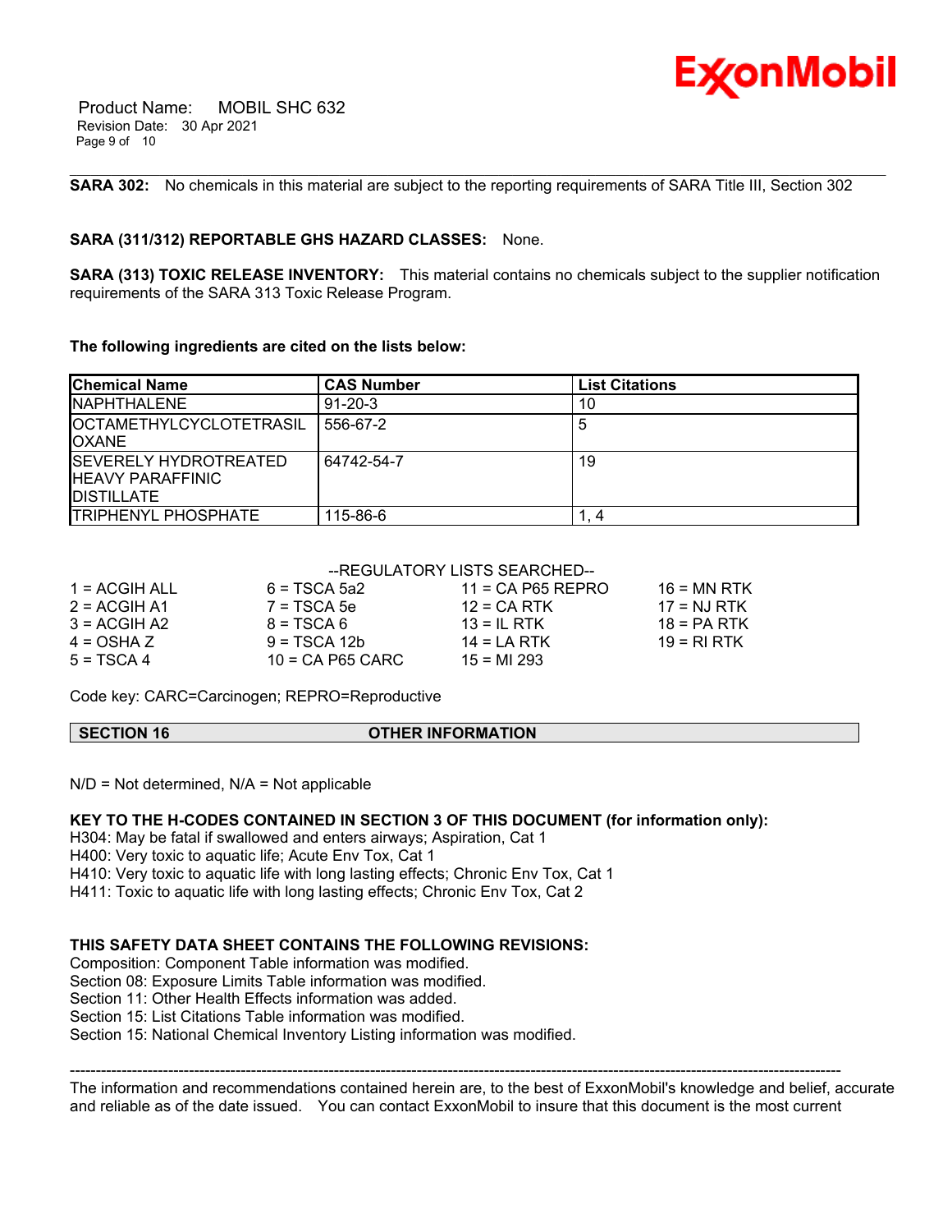**SARA 302:** No chemicals in this material are subject to the reporting requirements of SARA Title III, Section 302

**SARA (311/312) REPORTABLE GHS HAZARD CLASSES:** None.

**SARA (313) TOXIC RELEASE INVENTORY:** This material contains no chemicals subject to the supplier notification requirements of the SARA 313 Toxic Release Program.

**The following ingredients are cited on the lists below:**

| Chemical Name | CAS Number | List Citations |
|---|---|---|
| NAPHTHALENE | 91-20-3 | 10 |
| OCTAMETHYLCYCLOTETRASILOXANE | 556-67-2 | 5 |
| SEVERELY HYDROTREATED HEAVY PARAFFINIC DISTILLATE | 64742-54-7 | 19 |
| TRIPHENYL PHOSPHATE | 115-86-6 | 1, 4 |

--REGULATORY LISTS SEARCHED--

| | | | |
|---|---|---|---|
| 1 = ACGIH ALL | 6 = TSCA 5a2 | 11 = CA P65 REPRO | 16 = MN RTK |
| 2 = ACGIH A1 | 7 = TSCA 5e | 12 = CA RTK | 17 = NJ RTK |
| 3 = ACGIH A2 | 8 = TSCA 6 | 13 = IL RTK | 18 = PA RTK |
| 4 = OSHA Z | 9 = TSCA 12b | 14 = LA RTK | 19 = RI RTK |
| 5 = TSCA 4 | 10 = CA P65 CARC | 15 = MI 293 | |

Code key: CARC=Carcinogen; REPRO=Reproductive

## SECTION 16 OTHER INFORMATION

N/D = Not determined, N/A = Not applicable

**KEY TO THE H-CODES CONTAINED IN SECTION 3 OF THIS DOCUMENT (for information only):**

H304: May be fatal if swallowed and enters airways; Aspiration, Cat 1
H400: Very toxic to aquatic life; Acute Env Tox, Cat 1
H410: Very toxic to aquatic life with long lasting effects; Chronic Env Tox, Cat 1
H411: Toxic to aquatic life with long lasting effects; Chronic Env Tox, Cat 2

**THIS SAFETY DATA SHEET CONTAINS THE FOLLOWING REVISIONS:**

Composition: Component Table information was modified.
Section 08: Exposure Limits Table information was modified.
Section 11: Other Health Effects information was added.
Section 15: List Citations Table information was modified.
Section 15: National Chemical Inventory Listing information was modified.

---

The information and recommendations contained herein are, to the best of ExxonMobil's knowledge and belief, accurate and reliable as of the date issued. You can contact ExxonMobil to insure that this document is the most current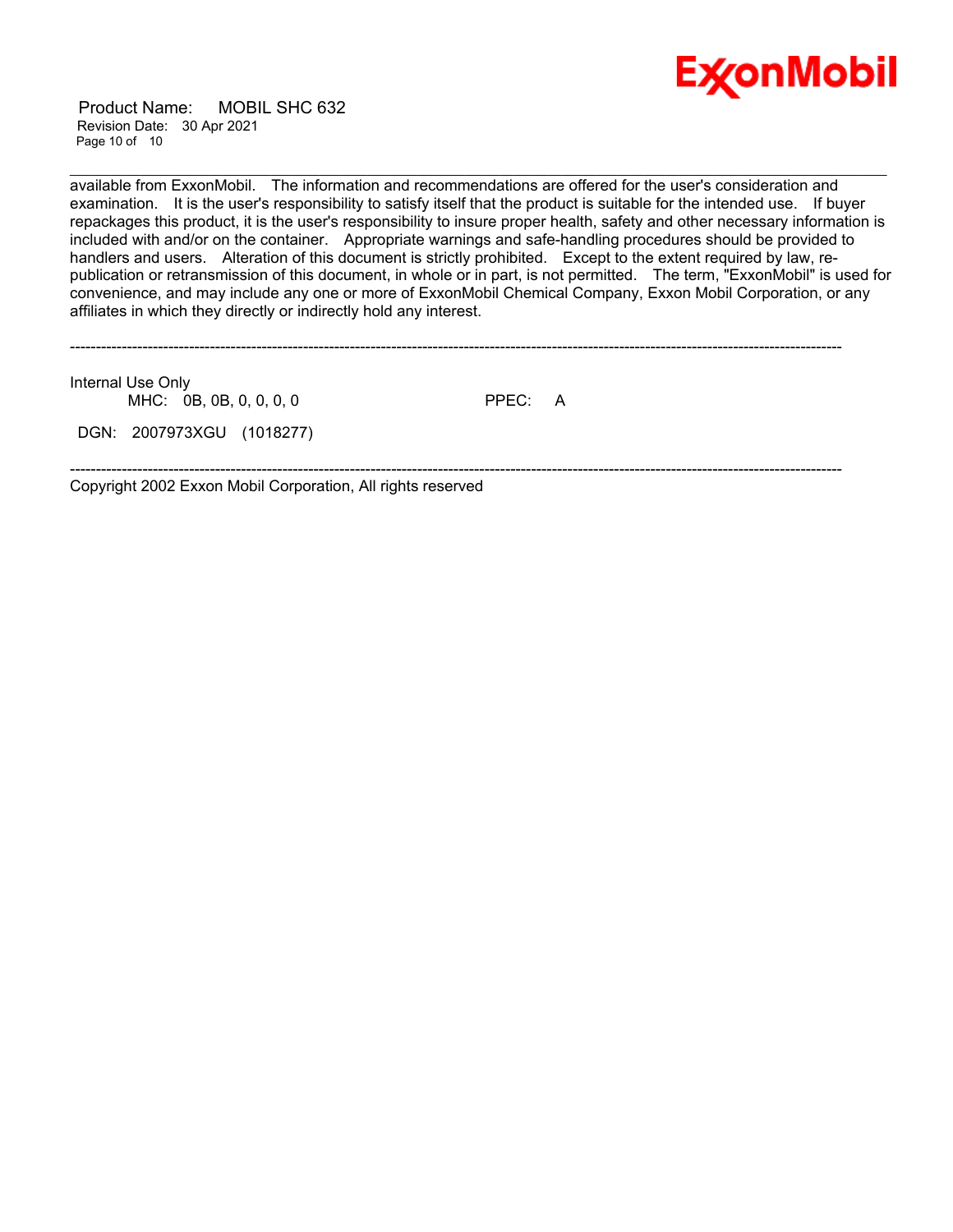available from ExxonMobil. The information and recommendations are offered for the user's consideration and examination. It is the user's responsibility to satisfy itself that the product is suitable for the intended use. If buyer repackages this product, it is the user's responsibility to insure proper health, safety and other necessary information is included with and/or on the container. Appropriate warnings and safe-handling procedures should be provided to handlers and users. Alteration of this document is strictly prohibited. Except to the extent required by law, re-publication or retransmission of this document, in whole or in part, is not permitted. The term, "ExxonMobil" is used for convenience, and may include any one or more of ExxonMobil Chemical Company, Exxon Mobil Corporation, or any affiliates in which they directly or indirectly hold any interest.

---

Internal Use Only

MHC: 0B, 0B, 0, 0, 0, 0 PPEC: A

DGN: 2007973XGU (1018277)

---

Copyright 2002 Exxon Mobil Corporation, All rights reserved